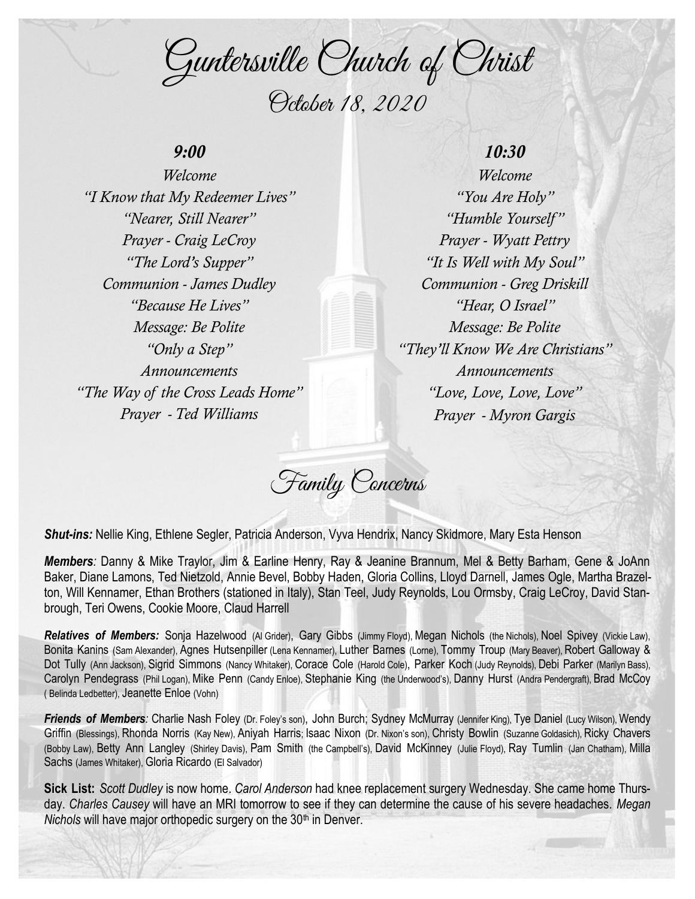# Guntersville Church of Christ

## October 18, 2020

### 9:00

*Welcome*
*"I Know that My Redeemer Lives"*
*"Nearer, Still Nearer"*
*Prayer - Craig LeCroy*
*"The Lord's Supper"*
*Communion - James Dudley*
*"Because He Lives"*
*Message: Be Polite*
*"Only a Step"*
*Announcements*
*"The Way of the Cross Leads Home"*
*Prayer - Ted Williams*

### 10:30

*Welcome*
*"You Are Holy"*
*"Humble Yourself"*
*Prayer - Wyatt Pettry*
*"It Is Well with My Soul"*
*Communion - Greg Driskill*
*"Hear, O Israel"*
*Message: Be Polite*
*"They'll Know We Are Christians"*
*Announcements*
*"Love, Love, Love, Love"*
*Prayer - Myron Gargis*

## Family Concerns

***Shut-ins:*** Nellie King, Ethlene Segler, Patricia Anderson, Vyva Hendrix, Nancy Skidmore, Mary Esta Henson

***Members**:* Danny & Mike Traylor, Jim & Earline Henry, Ray & Jeanine Brannum, Mel & Betty Barham, Gene & JoAnn Baker, Diane Lamons, Ted Nietzold, Annie Bevel, Bobby Haden, Gloria Collins, Lloyd Darnell, James Ogle, Martha Brazelton, Will Kennamer, Ethan Brothers (stationed in Italy), Stan Teel, Judy Reynolds, Lou Ormsby, Craig LeCroy, David Stanbrough, Teri Owens, Cookie Moore, Claud Harrell

***Relatives of Members:*** Sonja Hazelwood (Al Grider), Gary Gibbs (Jimmy Floyd), Megan Nichols (the Nichols), Noel Spivey (Vickie Law), Bonita Kanins (Sam Alexander), Agnes Hutsenpiller (Lena Kennamer), Luther Barnes (Lorne), Tommy Troup (Mary Beaver), Robert Galloway & Dot Tully (Ann Jackson), Sigrid Simmons (Nancy Whitaker), Corace Cole (Harold Cole), Parker Koch (Judy Reynolds), Debi Parker (Marilyn Bass), Carolyn Pendegrass (Phil Logan), Mike Penn (Candy Enloe), Stephanie King (the Underwood's), Danny Hurst (Andra Pendergraft), Brad McCoy ( Belinda Ledbetter), Jeanette Enloe (Vohn)

***Friends of Members**:* Charlie Nash Foley (Dr. Foley's son), John Burch; Sydney McMurray (Jennifer King), Tye Daniel (Lucy Wilson), Wendy Griffin (Blessings), Rhonda Norris (Kay New), Aniyah Harris; Isaac Nixon (Dr. Nixon's son), Christy Bowlin (Suzanne Goldasich), Ricky Chavers (Bobby Law), Betty Ann Langley (Shirley Davis), Pam Smith (the Campbell's), David McKinney (Julie Floyd), Ray Tumlin (Jan Chatham), Milla Sachs (James Whitaker), Gloria Ricardo (El Salvador)

**Sick List:** *Scott Dudley* is now home. *Carol Anderson* had knee replacement surgery Wednesday. She came home Thursday. *Charles Causey* will have an MRI tomorrow to see if they can determine the cause of his severe headaches. *Megan Nichols* will have major orthopedic surgery on the 30th in Denver.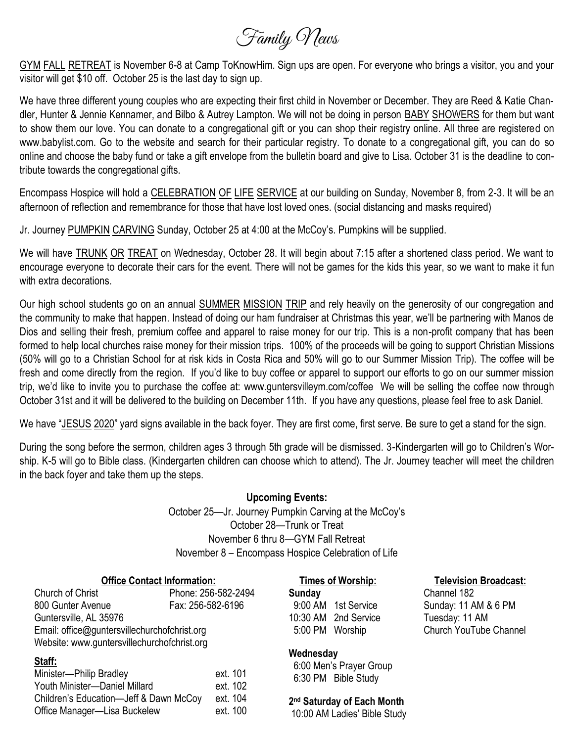# Family News

GYM FALL RETREAT is November 6-8 at Camp ToKnowHim. Sign ups are open. For everyone who brings a visitor, you and your visitor will get $10 off. October 25 is the last day to sign up.

We have three different young couples who are expecting their first child in November or December. They are Reed & Katie Chandler, Hunter & Jennie Kennamer, and Bilbo & Autrey Lampton. We will not be doing in person BABY SHOWERS for them but want to show them our love. You can donate to a congregational gift or you can shop their registry online. All three are registered on www.babylist.com. Go to the website and search for their particular registry. To donate to a congregational gift, you can do so online and choose the baby fund or take a gift envelope from the bulletin board and give to Lisa. October 31 is the deadline to contribute towards the congregational gifts.

Encompass Hospice will hold a CELEBRATION OF LIFE SERVICE at our building on Sunday, November 8, from 2-3. It will be an afternoon of reflection and remembrance for those that have lost loved ones. (social distancing and masks required)

Jr. Journey PUMPKIN CARVING Sunday, October 25 at 4:00 at the McCoy's. Pumpkins will be supplied.

We will have TRUNK OR TREAT on Wednesday, October 28. It will begin about 7:15 after a shortened class period. We want to encourage everyone to decorate their cars for the event. There will not be games for the kids this year, so we want to make it fun with extra decorations.

Our high school students go on an annual SUMMER MISSION TRIP and rely heavily on the generosity of our congregation and the community to make that happen. Instead of doing our ham fundraiser at Christmas this year, we'll be partnering with Manos de Dios and selling their fresh, premium coffee and apparel to raise money for our trip. This is a non-profit company that has been formed to help local churches raise money for their mission trips. 100% of the proceeds will be going to support Christian Missions (50% will go to a Christian School for at risk kids in Costa Rica and 50% will go to our Summer Mission Trip). The coffee will be fresh and come directly from the region. If you'd like to buy coffee or apparel to support our efforts to go on our summer mission trip, we'd like to invite you to purchase the coffee at: www.guntersvilleym.com/coffee We will be selling the coffee now through October 31st and it will be delivered to the building on December 11th. If you have any questions, please feel free to ask Daniel.

We have "JESUS 2020" yard signs available in the back foyer. They are first come, first serve. Be sure to get a stand for the sign.

During the song before the sermon, children ages 3 through 5th grade will be dismissed. 3-Kindergarten will go to Children's Worship. K-5 will go to Bible class. (Kindergarten children can choose which to attend). The Jr. Journey teacher will meet the children in the back foyer and take them up the steps.

**Upcoming Events:**

October 25—Jr. Journey Pumpkin Carving at the McCoy's
October 28—Trunk or Treat
November 6 thru 8—GYM Fall Retreat
November 8 – Encompass Hospice Celebration of Life

**Office Contact Information:**

Church of Christ — Phone: 256-582-2494
800 Gunter Avenue — Fax: 256-582-6196
Guntersville, AL 35976
Email: office@guntersvillechurchofchrist.org
Website: www.guntersvillechurchofchrist.org

**Staff:**

| | |
|---|---|
| Minister—Philip Bradley | ext. 101 |
| Youth Minister—Daniel Millard | ext. 102 |
| Children's Education—Jeff & Dawn McCoy | ext. 104 |
| Office Manager—Lisa Buckelew | ext. 100 |

**Times of Worship:**

**Sunday**
9:00 AM 1st Service
10:30 AM 2nd Service
5:00 PM Worship

**Wednesday**
6:00 Men's Prayer Group
6:30 PM Bible Study

**2nd Saturday of Each Month**
10:00 AM Ladies' Bible Study

**Television Broadcast:**

Channel 182
Sunday: 11 AM & 6 PM
Tuesday: 11 AM
Church YouTube Channel